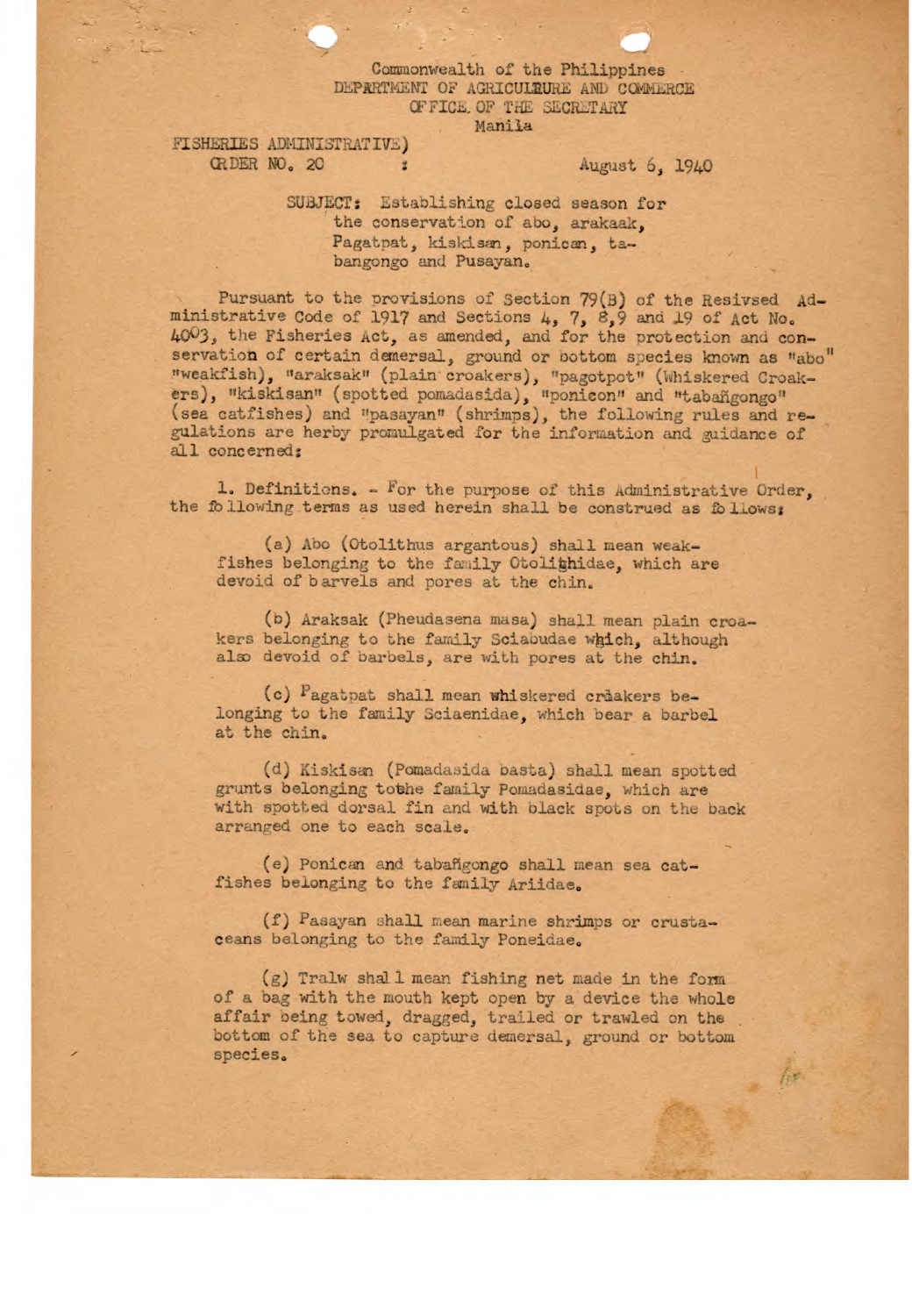Commonwealth of the Philippines
DEPARTMENT OF AGRICULTURE AND COMMERCE
OFFICE OF THE SECRETARY
Manila

FISHERIES ADMINISTRATIVE)
ORDER NO. 20 : August 6, 1940

SUBJECT: Establishing closed season for the conservation of abo, arakaak, Pagatpat, kiskisan, ponican, tabangongo and Pusayan.

Pursuant to the provisions of Section 79(B) of the Resivsed Administrative Code of 1917 and Sections 4, 7, 8,9 and 19 of Act No. 4003, the Fisheries Act, as amended, and for the protection and conservation of certain demersal, ground or bottom species known as "abo" "weakfish), "araksak" (plain croakers), "pagotpot" (Whiskered Croakers), "kiskisan" (spotted pomadasida), "ponicon" and "tabañgongo" (sea catfishes) and "pasayan" (shrimps), the following rules and regulations are herby promulgated for the information and guidance of all concerned:

1. Definitions. - For the purpose of this Administrative Order, the following terms as used herein shall be construed as follows:

(a) Abo (Otolithus argantous) shall mean weakfishes belonging to the family Otolithidae, which are devoid of barvels and pores at the chin.

(b) Araksak (Pheudasena masa) shall mean plain croakers belonging to the family Sciabudae which, although also devoid of barbels, are with pores at the chin.

(c) Pagatpat shall mean whiskered craakers belonging to the family Sciaenidae, which bear a barbel at the chin.

(d) Kiskisan (Pomadasida basta) shall mean spotted grunts belonging tothe family Pomadasidae, which are with spotted dorsal fin and with black spots on the back arranged one to each scale.

(e) Ponican and tabañgongo shall mean sea catfishes belonging to the family Ariidae.

(f) Pasayan shall mean marine shrimps or crustaceans belonging to the family Poneidae.

(g) Tralw shall mean fishing net made in the form of a bag with the mouth kept open by a device the whole affair being towed, dragged, trailed or trawled on the bottom of the sea to capture demersal, ground or bottom species.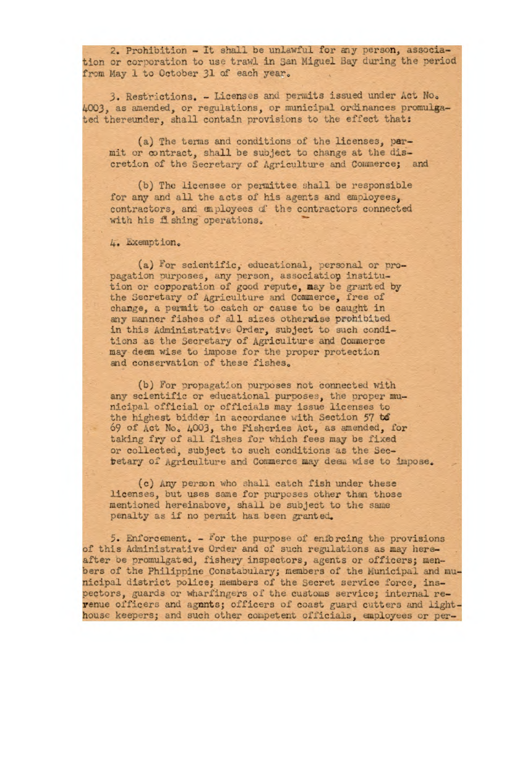2. Prohibition - It shall be unlawful for any person, association or corporation to use trawl in San Miguel Bay during the period from May 1 to October 31 of each year.

3. Restrictions. - Licenses and permits issued under Act No. 4003, as amended, or regulations, or municipal ordinances promulgated thereunder, shall contain provisions to the effect that:

(a) The terms and conditions of the licenses, permit or contract, shall be subject to change at the discretion of the Secretary of Agriculture and Commerce; and

(b) The licensee or permittee shall be responsible for any and all the acts of his agents and employees, contractors, and employees of the contractors connected with his fishing operations.

4. Exemption.

(a) For scientific, educational, personal or propagation purposes, any person, association institution or copporation of good repute, may be granted by the Secretary of Agriculture and Commerce, free of change, a permit to catch or cause to be caught in any manner fishes of all sizes otherwise prohibited in this Administrative Order, subject to such conditions as the Secretary of Agriculture and Commerce may deem wise to impose for the proper protection and conservation of these fishes.

(b) For propagation purposes not connected with any scientific or educational purposes, the proper municipal official or officials may issue licenses to the highest bidder in accordance with Section 57 to 69 of Act No. 4003, the Fisheries Act, as amended, for taking fry of all fishes for which fees may be fixed or collected, subject to such conditions as the Secretary of Agriculture and Commerce may deem wise to impose.

(c) Any person who shall catch fish under these licenses, but uses same for purposes other than those mentioned hereinabove, shall be subject to the same penalty as if no permit has been granted.

5. Enforcement. - For the purpose of enforcing the provisions of this Administrative Order and of such regulations as may hereafter be promulgated, fishery inspectors, agents or officers; members of the Philippine Constabulary; members of the Municipal and municipal district police; members of the Secret service force, inspectors, guards or wharfingers of the customs service; internal revenue officers and agents; officers of coast guard cutters and lighthouse keepers; and such other competent officials, employees or per-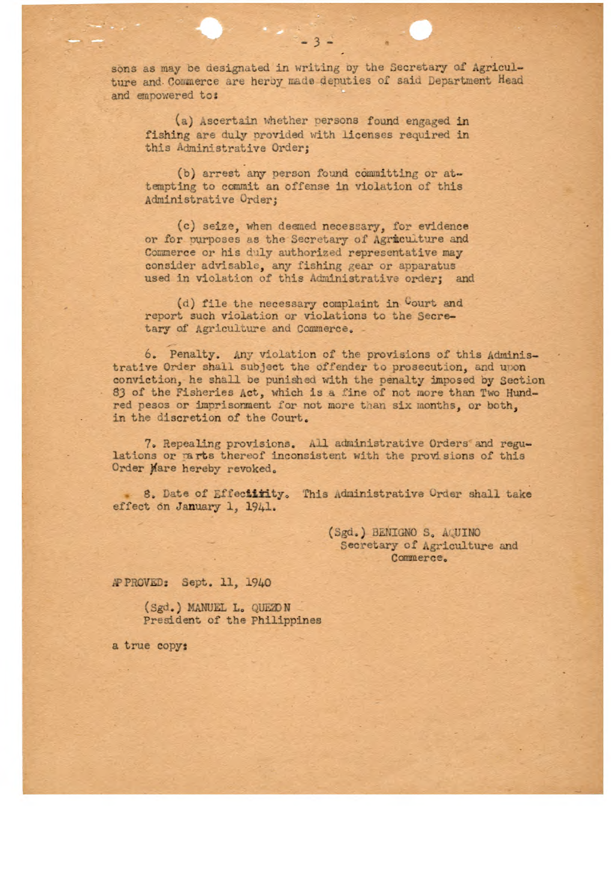sons as may be designated in writing by the Secretary of Agriculture and Commerce are herby made deputies of said Department Head and empowered to:

(a) Ascertain whether persons found engaged in fishing are duly provided with licenses required in this Administrative Order;

(b) arrest any person found committing or attempting to commit an offense in violation of this Administrative Order;

(c) seize, when deemed necessary, for evidence or for purposes as the Secretary of Agriculture and Commerce or his duly authorized representative may consider advisable, any fishing gear or apparatus used in violation of this Administrative order; and

(d) file the necessary complaint in Court and report such violation or violations to the Secretary of Agriculture and Commerce.

6. Penalty. Any violation of the provisions of this Administrative Order shall subject the offender to prosecution, and upon conviction, he shall be punished with the penalty imposed by Section 83 of the Fisheries Act, which is a fine of not more than Two Hundred pesos or imprisonment for not more than six months, or both, in the discretion of the Court.

7. Repealing provisions. All administrative Orders and regulations or parts thereof inconsistent with the provisions of this Order are hereby revoked.

8. Date of Effectivity. This Administrative Order shall take effect on January 1, 1941.

(Sgd.) BENIGNO S. AQUINO
Secretary of Agriculture and Commerce.

APPROVED: Sept. 11, 1940

(Sgd.) MANUEL L. QUEZON
President of the Philippines

a true copy: